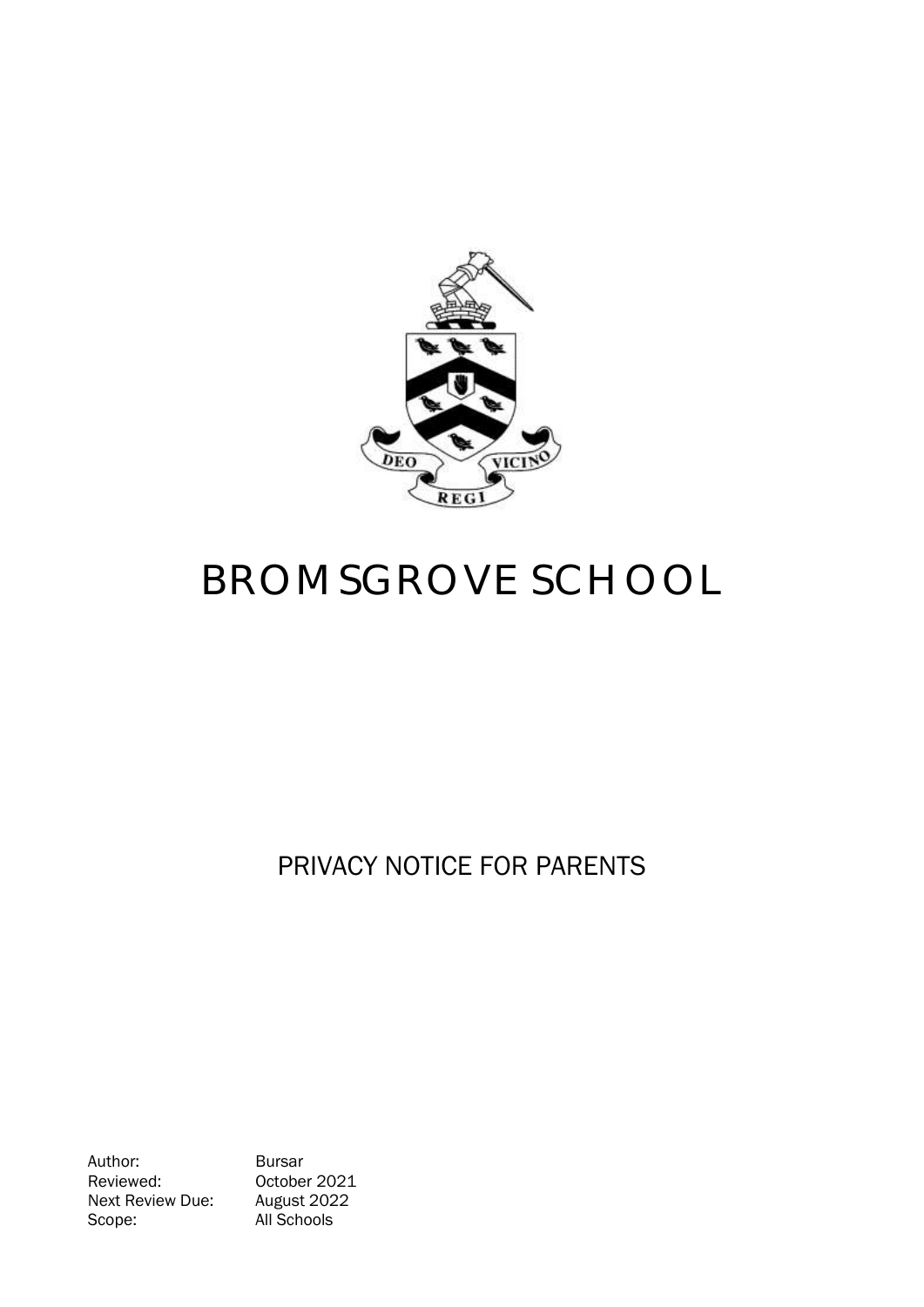DEO VICINO REGI

# BROMSGROVE SCHOOL

## PRIVACY NOTICE FOR PARENTS

| | |
|---|---|
| Author: | Bursar |
| Reviewed: | October 2021 |
| Next Review Due: | August 2022 |
| Scope: | All Schools |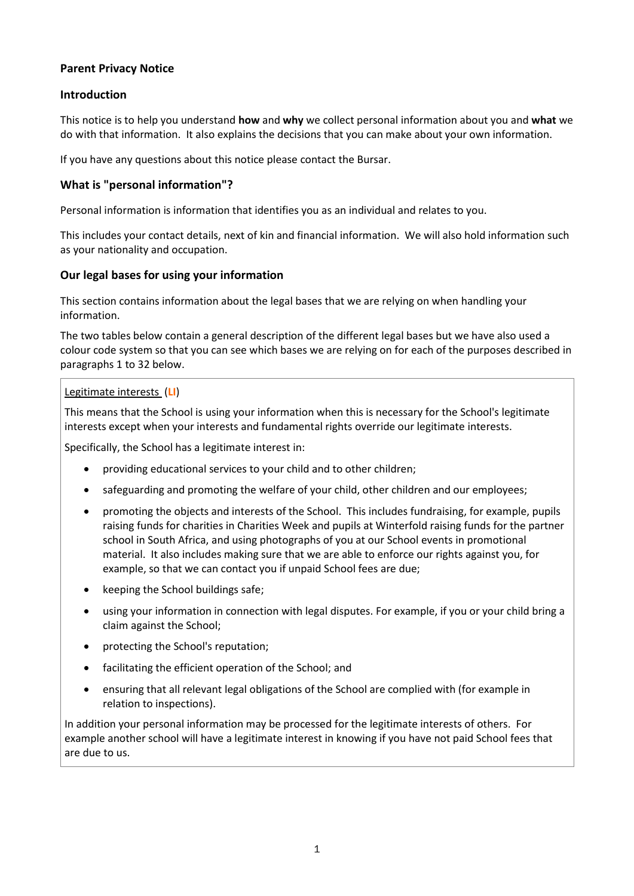**Parent Privacy Notice**

**Introduction**

This notice is to help you understand **how** and **why** we collect personal information about you and **what** we do with that information. It also explains the decisions that you can make about your own information.

If you have any questions about this notice please contact the Bursar.

## What is "personal information"?

Personal information is information that identifies you as an individual and relates to you.

This includes your contact details, next of kin and financial information. We will also hold information such as your nationality and occupation.

## Our legal bases for using your information

This section contains information about the legal bases that we are relying on when handling your information.

The two tables below contain a general description of the different legal bases but we have also used a colour code system so that you can see which bases we are relying on for each of the purposes described in paragraphs 1 to 32 below.

Legitimate interests (**LI**)

This means that the School is using your information when this is necessary for the School's legitimate interests except when your interests and fundamental rights override our legitimate interests.

Specifically, the School has a legitimate interest in:

- providing educational services to your child and to other children;
- safeguarding and promoting the welfare of your child, other children and our employees;
- promoting the objects and interests of the School. This includes fundraising, for example, pupils raising funds for charities in Charities Week and pupils at Winterfold raising funds for the partner school in South Africa, and using photographs of you at our School events in promotional material. It also includes making sure that we are able to enforce our rights against you, for example, so that we can contact you if unpaid School fees are due;
- keeping the School buildings safe;
- using your information in connection with legal disputes. For example, if you or your child bring a claim against the School;
- protecting the School's reputation;
- facilitating the efficient operation of the School; and
- ensuring that all relevant legal obligations of the School are complied with (for example in relation to inspections).

In addition your personal information may be processed for the legitimate interests of others. For example another school will have a legitimate interest in knowing if you have not paid School fees that are due to us.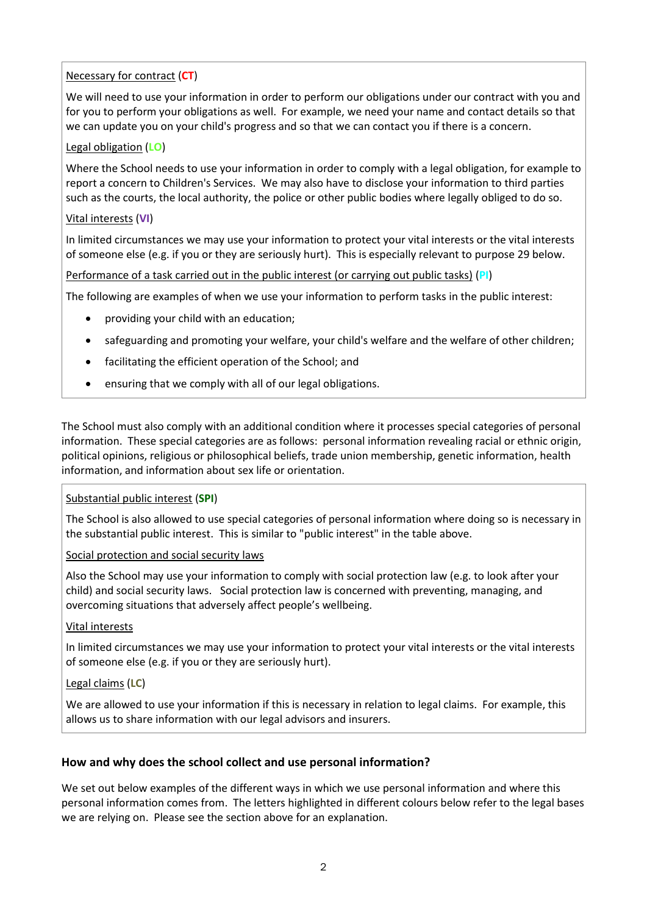Necessary for contract (**CT**)

We will need to use your information in order to perform our obligations under our contract with you and for you to perform your obligations as well. For example, we need your name and contact details so that we can update you on your child's progress and so that we can contact you if there is a concern.

Legal obligation (**LO**)

Where the School needs to use your information in order to comply with a legal obligation, for example to report a concern to Children's Services. We may also have to disclose your information to third parties such as the courts, the local authority, the police or other public bodies where legally obliged to do so.

Vital interests (**VI**)

In limited circumstances we may use your information to protect your vital interests or the vital interests of someone else (e.g. if you or they are seriously hurt). This is especially relevant to purpose 29 below.

Performance of a task carried out in the public interest (or carrying out public tasks) (**PI**)

The following are examples of when we use your information to perform tasks in the public interest:

- providing your child with an education;
- safeguarding and promoting your welfare, your child's welfare and the welfare of other children;
- facilitating the efficient operation of the School; and
- ensuring that we comply with all of our legal obligations.

The School must also comply with an additional condition where it processes special categories of personal information. These special categories are as follows: personal information revealing racial or ethnic origin, political opinions, religious or philosophical beliefs, trade union membership, genetic information, health information, and information about sex life or orientation.

Substantial public interest (**SPI**)

The School is also allowed to use special categories of personal information where doing so is necessary in the substantial public interest. This is similar to "public interest" in the table above.

Social protection and social security laws

Also the School may use your information to comply with social protection law (e.g. to look after your child) and social security laws. Social protection law is concerned with preventing, managing, and overcoming situations that adversely affect people's wellbeing.

Vital interests

In limited circumstances we may use your information to protect your vital interests or the vital interests of someone else (e.g. if you or they are seriously hurt).

Legal claims (**LC**)

We are allowed to use your information if this is necessary in relation to legal claims. For example, this allows us to share information with our legal advisors and insurers.

## How and why does the school collect and use personal information?

We set out below examples of the different ways in which we use personal information and where this personal information comes from. The letters highlighted in different colours below refer to the legal bases we are relying on. Please see the section above for an explanation.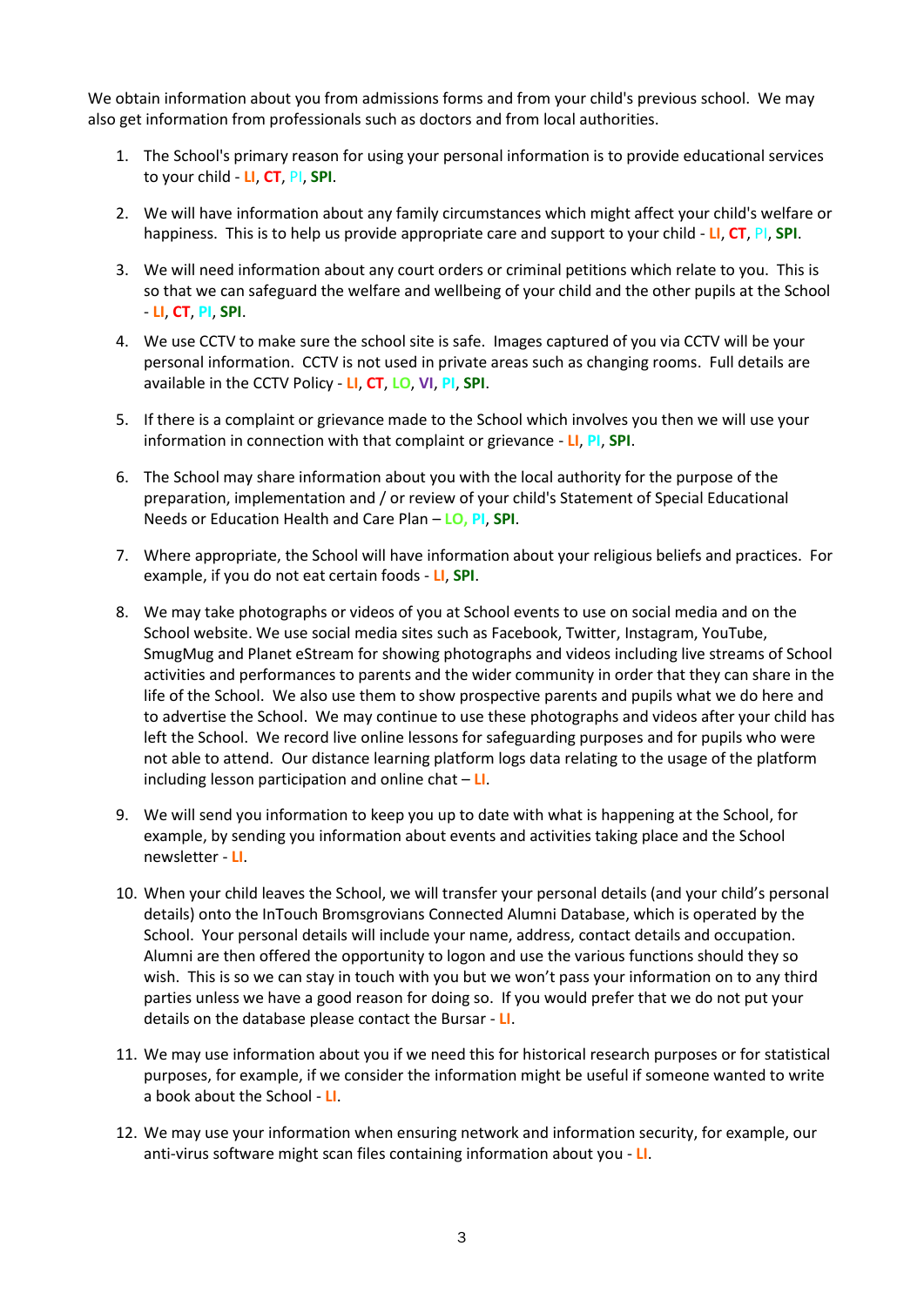We obtain information about you from admissions forms and from your child's previous school. We may also get information from professionals such as doctors and from local authorities.

1. The School's primary reason for using your personal information is to provide educational services to your child - **LI**, **CT**, PI, **SPI**.

2. We will have information about any family circumstances which might affect your child's welfare or happiness. This is to help us provide appropriate care and support to your child - **LI**, **CT**, PI, **SPI**.

3. We will need information about any court orders or criminal petitions which relate to you. This is so that we can safeguard the welfare and wellbeing of your child and the other pupils at the School - **LI**, **CT**, **PI**, **SPI**.

4. We use CCTV to make sure the school site is safe. Images captured of you via CCTV will be your personal information. CCTV is not used in private areas such as changing rooms. Full details are available in the CCTV Policy - **LI**, **CT**, **LO**, **VI**, **PI**, **SPI**.

5. If there is a complaint or grievance made to the School which involves you then we will use your information in connection with that complaint or grievance - **LI**, **PI**, **SPI**.

6. The School may share information about you with the local authority for the purpose of the preparation, implementation and / or review of your child's Statement of Special Educational Needs or Education Health and Care Plan – **LO**, **PI**, **SPI**.

7. Where appropriate, the School will have information about your religious beliefs and practices. For example, if you do not eat certain foods - **LI**, **SPI**.

8. We may take photographs or videos of you at School events to use on social media and on the School website. We use social media sites such as Facebook, Twitter, Instagram, YouTube, SmugMug and Planet eStream for showing photographs and videos including live streams of School activities and performances to parents and the wider community in order that they can share in the life of the School. We also use them to show prospective parents and pupils what we do here and to advertise the School. We may continue to use these photographs and videos after your child has left the School. We record live online lessons for safeguarding purposes and for pupils who were not able to attend. Our distance learning platform logs data relating to the usage of the platform including lesson participation and online chat – **LI**.

9. We will send you information to keep you up to date with what is happening at the School, for example, by sending you information about events and activities taking place and the School newsletter - **LI**.

10. When your child leaves the School, we will transfer your personal details (and your child's personal details) onto the InTouch Bromsgrovians Connected Alumni Database, which is operated by the School. Your personal details will include your name, address, contact details and occupation. Alumni are then offered the opportunity to logon and use the various functions should they so wish. This is so we can stay in touch with you but we won't pass your information on to any third parties unless we have a good reason for doing so. If you would prefer that we do not put your details on the database please contact the Bursar - **LI**.

11. We may use information about you if we need this for historical research purposes or for statistical purposes, for example, if we consider the information might be useful if someone wanted to write a book about the School - **LI**.

12. We may use your information when ensuring network and information security, for example, our anti-virus software might scan files containing information about you - **LI**.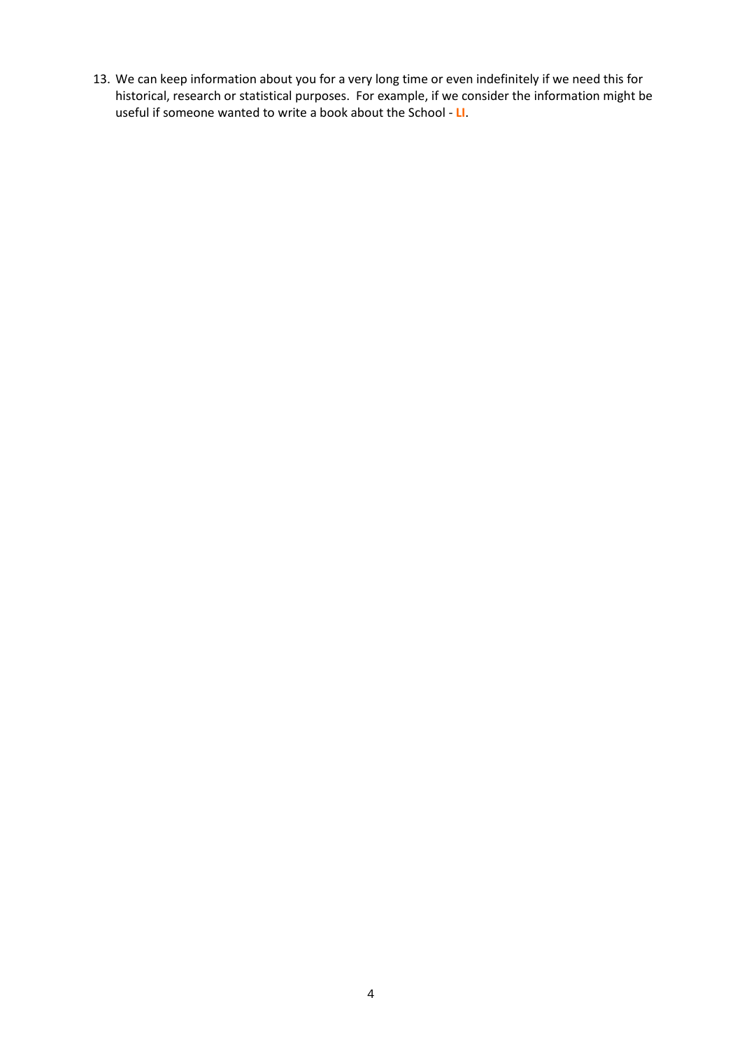13. We can keep information about you for a very long time or even indefinitely if we need this for historical, research or statistical purposes. For example, if we consider the information might be useful if someone wanted to write a book about the School - **LI**.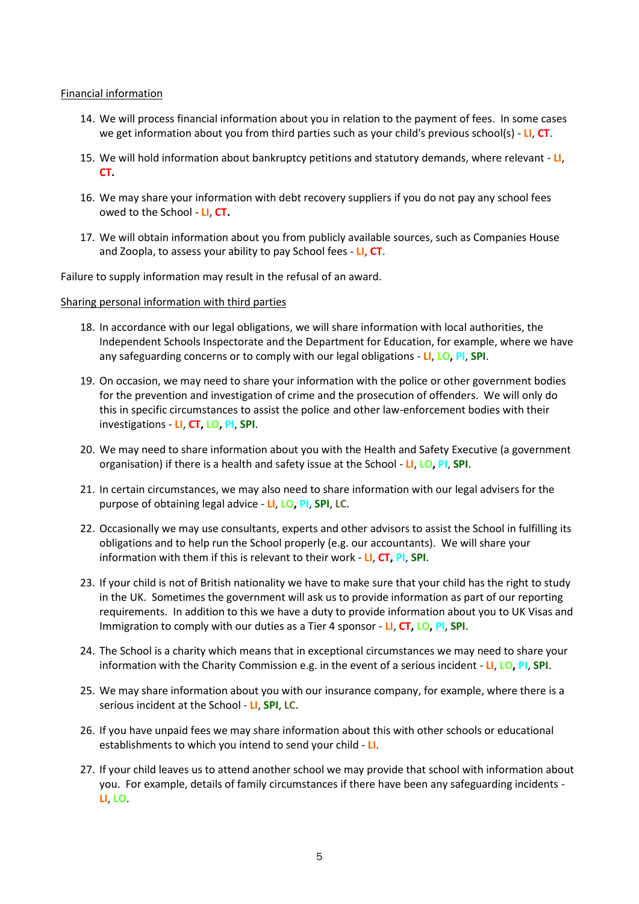Financial information

14. We will process financial information about you in relation to the payment of fees. In some cases we get information about you from third parties such as your child's previous school(s) - **LI**, **CT**.

15. We will hold information about bankruptcy petitions and statutory demands, where relevant - **LI**, **CT.**

16. We may share your information with debt recovery suppliers if you do not pay any school fees owed to the School - **LI**, **CT.**

17. We will obtain information about you from publicly available sources, such as Companies House and Zoopla, to assess your ability to pay School fees - **LI**, **CT**.

Failure to supply information may result in the refusal of an award.

Sharing personal information with third parties

18. In accordance with our legal obligations, we will share information with local authorities, the Independent Schools Inspectorate and the Department for Education, for example, where we have any safeguarding concerns or to comply with our legal obligations - **LI**, **LO**, **PI**, **SPI**.

19. On occasion, we may need to share your information with the police or other government bodies for the prevention and investigation of crime and the prosecution of offenders. We will only do this in specific circumstances to assist the police and other law-enforcement bodies with their investigations - **LI**, **CT**, **LO**, **PI**, **SPI**.

20. We may need to share information about you with the Health and Safety Executive (a government organisation) if there is a health and safety issue at the School - **LI**, **LO**, **PI**, **SPI**.

21. In certain circumstances, we may also need to share information with our legal advisers for the purpose of obtaining legal advice - **LI**, **LO**, **PI**, **SPI**, **LC**.

22. Occasionally we may use consultants, experts and other advisors to assist the School in fulfilling its obligations and to help run the School properly (e.g. our accountants). We will share your information with them if this is relevant to their work - **LI**, **CT**, **PI**, **SPI**.

23. If your child is not of British nationality we have to make sure that your child has the right to study in the UK. Sometimes the government will ask us to provide information as part of our reporting requirements. In addition to this we have a duty to provide information about you to UK Visas and Immigration to comply with our duties as a Tier 4 sponsor - **LI**, **CT**, **LO**, **PI**, **SPI**.

24. The School is a charity which means that in exceptional circumstances we may need to share your information with the Charity Commission e.g. in the event of a serious incident - **LI**, **LO**, **PI**, **SPI**.

25. We may share information about you with our insurance company, for example, where there is a serious incident at the School - **LI**, **SPI**, **LC**.

26. If you have unpaid fees we may share information about this with other schools or educational establishments to which you intend to send your child - **LI**.

27. If your child leaves us to attend another school we may provide that school with information about you. For example, details of family circumstances if there have been any safeguarding incidents - **LI**, **LO**.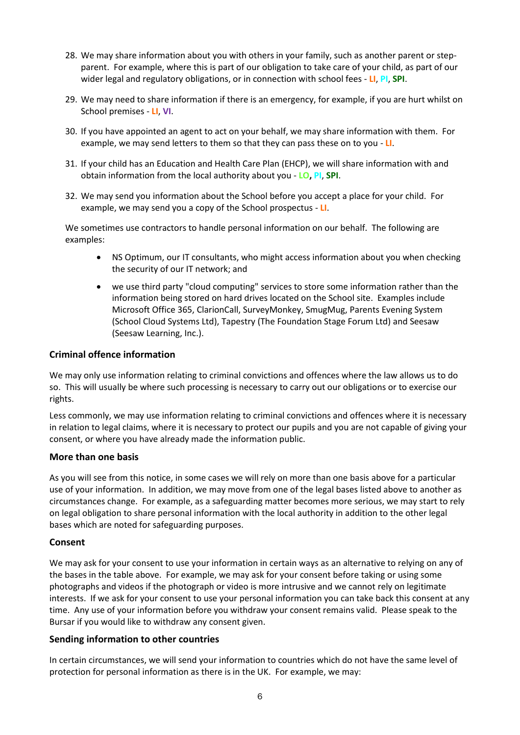28. We may share information about you with others in your family, such as another parent or step-parent. For example, where this is part of our obligation to take care of your child, as part of our wider legal and regulatory obligations, or in connection with school fees - **LI**, **PI**, **SPI**.

29. We may need to share information if there is an emergency, for example, if you are hurt whilst on School premises - **LI**, **VI**.

30. If you have appointed an agent to act on your behalf, we may share information with them. For example, we may send letters to them so that they can pass these on to you - **LI**.

31. If your child has an Education and Health Care Plan (EHCP), we will share information with and obtain information from the local authority about you - **LO**, **PI**, **SPI**.

32. We may send you information about the School before you accept a place for your child. For example, we may send you a copy of the School prospectus - **LI**.

We sometimes use contractors to handle personal information on our behalf. The following are examples:

- NS Optimum, our IT consultants, who might access information about you when checking the security of our IT network; and
- we use third party "cloud computing" services to store some information rather than the information being stored on hard drives located on the School site. Examples include Microsoft Office 365, ClarionCall, SurveyMonkey, SmugMug, Parents Evening System (School Cloud Systems Ltd), Tapestry (The Foundation Stage Forum Ltd) and Seesaw (Seesaw Learning, Inc.).

### Criminal offence information

We may only use information relating to criminal convictions and offences where the law allows us to do so. This will usually be where such processing is necessary to carry out our obligations or to exercise our rights.

Less commonly, we may use information relating to criminal convictions and offences where it is necessary in relation to legal claims, where it is necessary to protect our pupils and you are not capable of giving your consent, or where you have already made the information public.

### More than one basis

As you will see from this notice, in some cases we will rely on more than one basis above for a particular use of your information. In addition, we may move from one of the legal bases listed above to another as circumstances change. For example, as a safeguarding matter becomes more serious, we may start to rely on legal obligation to share personal information with the local authority in addition to the other legal bases which are noted for safeguarding purposes.

### Consent

We may ask for your consent to use your information in certain ways as an alternative to relying on any of the bases in the table above. For example, we may ask for your consent before taking or using some photographs and videos if the photograph or video is more intrusive and we cannot rely on legitimate interests. If we ask for your consent to use your personal information you can take back this consent at any time. Any use of your information before you withdraw your consent remains valid. Please speak to the Bursar if you would like to withdraw any consent given.

### Sending information to other countries

In certain circumstances, we will send your information to countries which do not have the same level of protection for personal information as there is in the UK. For example, we may: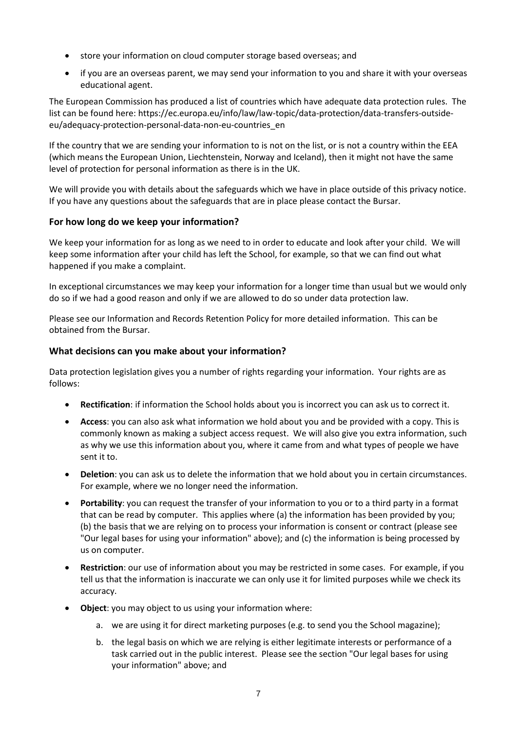- store your information on cloud computer storage based overseas; and
- if you are an overseas parent, we may send your information to you and share it with your overseas educational agent.

The European Commission has produced a list of countries which have adequate data protection rules. The list can be found here: https://ec.europa.eu/info/law/law-topic/data-protection/data-transfers-outside-eu/adequacy-protection-personal-data-non-eu-countries_en

If the country that we are sending your information to is not on the list, or is not a country within the EEA (which means the European Union, Liechtenstein, Norway and Iceland), then it might not have the same level of protection for personal information as there is in the UK.

We will provide you with details about the safeguards which we have in place outside of this privacy notice. If you have any questions about the safeguards that are in place please contact the Bursar.

### For how long do we keep your information?

We keep your information for as long as we need to in order to educate and look after your child. We will keep some information after your child has left the School, for example, so that we can find out what happened if you make a complaint.

In exceptional circumstances we may keep your information for a longer time than usual but we would only do so if we had a good reason and only if we are allowed to do so under data protection law.

Please see our Information and Records Retention Policy for more detailed information. This can be obtained from the Bursar.

### What decisions can you make about your information?

Data protection legislation gives you a number of rights regarding your information. Your rights are as follows:

- **Rectification**: if information the School holds about you is incorrect you can ask us to correct it.
- **Access**: you can also ask what information we hold about you and be provided with a copy. This is commonly known as making a subject access request. We will also give you extra information, such as why we use this information about you, where it came from and what types of people we have sent it to.
- **Deletion**: you can ask us to delete the information that we hold about you in certain circumstances. For example, where we no longer need the information.
- **Portability**: you can request the transfer of your information to you or to a third party in a format that can be read by computer. This applies where (a) the information has been provided by you; (b) the basis that we are relying on to process your information is consent or contract (please see "Our legal bases for using your information" above); and (c) the information is being processed by us on computer.
- **Restriction**: our use of information about you may be restricted in some cases. For example, if you tell us that the information is inaccurate we can only use it for limited purposes while we check its accuracy.
- **Object**: you may object to us using your information where:
  a. we are using it for direct marketing purposes (e.g. to send you the School magazine);
  b. the legal basis on which we are relying is either legitimate interests or performance of a task carried out in the public interest. Please see the section "Our legal bases for using your information" above; and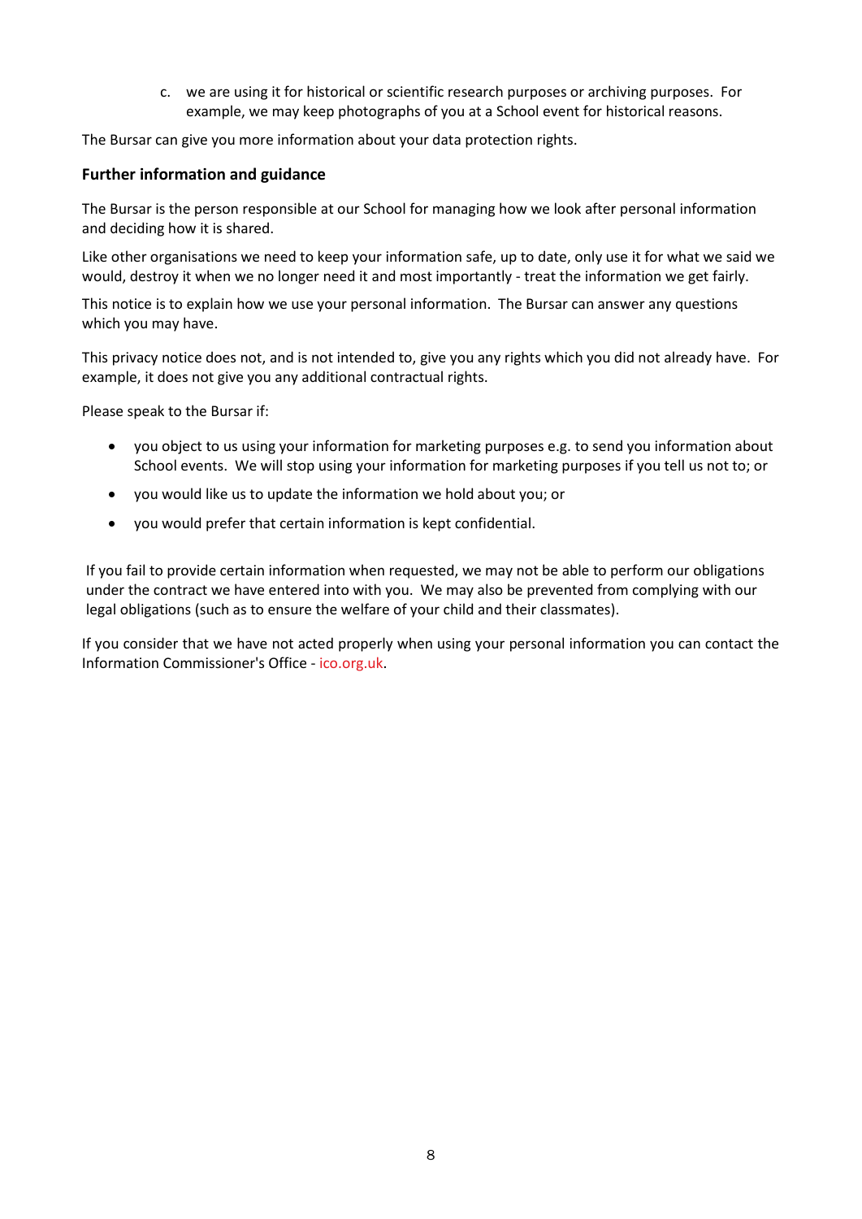c. we are using it for historical or scientific research purposes or archiving purposes. For example, we may keep photographs of you at a School event for historical reasons.

The Bursar can give you more information about your data protection rights.

### Further information and guidance

The Bursar is the person responsible at our School for managing how we look after personal information and deciding how it is shared.

Like other organisations we need to keep your information safe, up to date, only use it for what we said we would, destroy it when we no longer need it and most importantly - treat the information we get fairly.

This notice is to explain how we use your personal information. The Bursar can answer any questions which you may have.

This privacy notice does not, and is not intended to, give you any rights which you did not already have. For example, it does not give you any additional contractual rights.

Please speak to the Bursar if:

- you object to us using your information for marketing purposes e.g. to send you information about School events. We will stop using your information for marketing purposes if you tell us not to; or
- you would like us to update the information we hold about you; or
- you would prefer that certain information is kept confidential.

If you fail to provide certain information when requested, we may not be able to perform our obligations under the contract we have entered into with you. We may also be prevented from complying with our legal obligations (such as to ensure the welfare of your child and their classmates).

If you consider that we have not acted properly when using your personal information you can contact the Information Commissioner's Office - ico.org.uk.